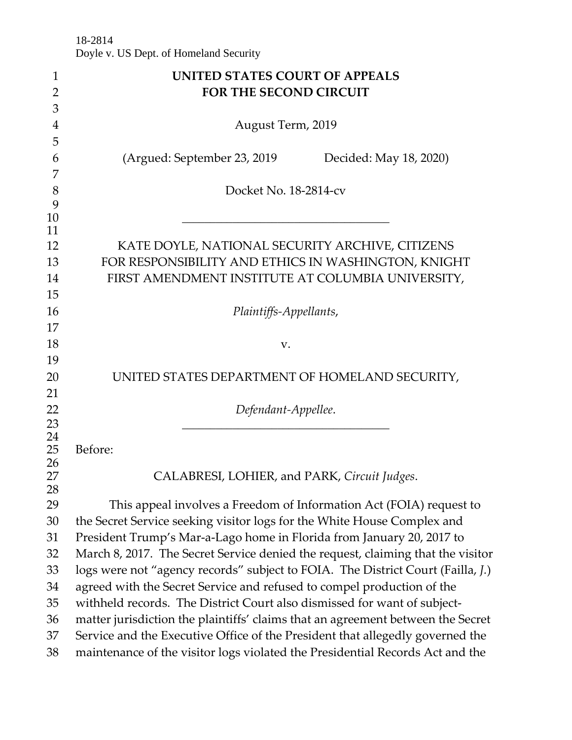18-2814
Doyle v. US Dept. of Homeland Security

**UNITED STATES COURT OF APPEALS**
**FOR THE SECOND CIRCUIT**

August Term, 2019

(Argued: September 23, 2019 Decided: May 18, 2020)

Docket No. 18-2814-cv

---

KATE DOYLE, NATIONAL SECURITY ARCHIVE, CITIZENS FOR RESPONSIBILITY AND ETHICS IN WASHINGTON, KNIGHT FIRST AMENDMENT INSTITUTE AT COLUMBIA UNIVERSITY,

*Plaintiffs-Appellants*,

v.

UNITED STATES DEPARTMENT OF HOMELAND SECURITY,

*Defendant-Appellee*.

---

Before:

CALABRESI, LOHIER, and PARK, *Circuit Judges*.

This appeal involves a Freedom of Information Act (FOIA) request to the Secret Service seeking visitor logs for the White House Complex and President Trump's Mar-a-Lago home in Florida from January 20, 2017 to March 8, 2017. The Secret Service denied the request, claiming that the visitor logs were not "agency records" subject to FOIA. The District Court (Failla, *J.*) agreed with the Secret Service and refused to compel production of the withheld records. The District Court also dismissed for want of subject-matter jurisdiction the plaintiffs' claims that an agreement between the Secret Service and the Executive Office of the President that allegedly governed the maintenance of the visitor logs violated the Presidential Records Act and the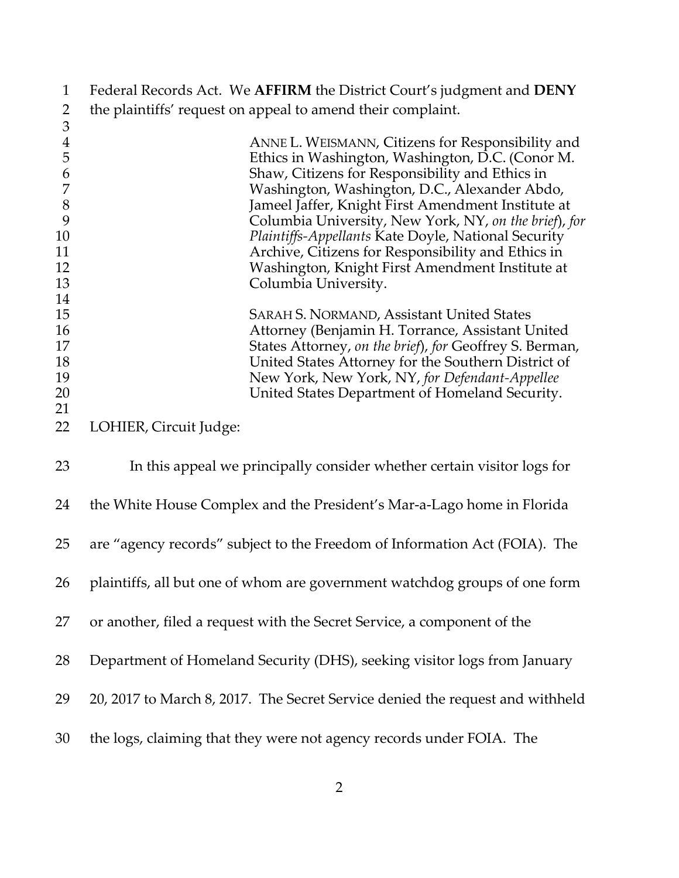Federal Records Act. We **AFFIRM** the District Court's judgment and **DENY** the plaintiffs' request on appeal to amend their complaint.

ANNE L. WEISMANN, Citizens for Responsibility and Ethics in Washington, Washington, D.C. (Conor M. Shaw, Citizens for Responsibility and Ethics in Washington, Washington, D.C., Alexander Abdo, Jameel Jaffer, Knight First Amendment Institute at Columbia University, New York, NY, *on the brief*), *for Plaintiffs-Appellants* Kate Doyle, National Security Archive, Citizens for Responsibility and Ethics in Washington, Knight First Amendment Institute at Columbia University.

SARAH S. NORMAND, Assistant United States Attorney (Benjamin H. Torrance, Assistant United States Attorney, *on the brief*), *for* Geoffrey S. Berman, United States Attorney for the Southern District of New York, New York, NY, *for Defendant-Appellee* United States Department of Homeland Security.

LOHIER, Circuit Judge:

In this appeal we principally consider whether certain visitor logs for the White House Complex and the President's Mar-a-Lago home in Florida are "agency records" subject to the Freedom of Information Act (FOIA). The plaintiffs, all but one of whom are government watchdog groups of one form or another, filed a request with the Secret Service, a component of the Department of Homeland Security (DHS), seeking visitor logs from January 20, 2017 to March 8, 2017. The Secret Service denied the request and withheld the logs, claiming that they were not agency records under FOIA. The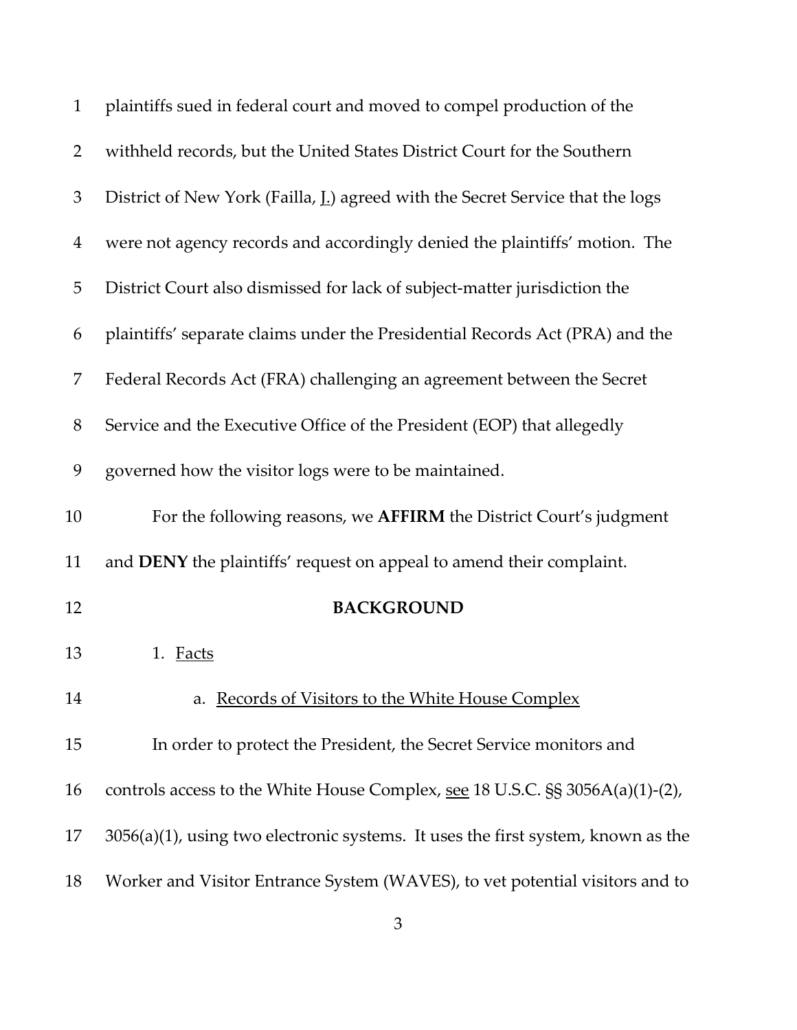plaintiffs sued in federal court and moved to compel production of the withheld records, but the United States District Court for the Southern District of New York (Failla, J.) agreed with the Secret Service that the logs were not agency records and accordingly denied the plaintiffs' motion. The District Court also dismissed for lack of subject-matter jurisdiction the plaintiffs' separate claims under the Presidential Records Act (PRA) and the Federal Records Act (FRA) challenging an agreement between the Secret Service and the Executive Office of the President (EOP) that allegedly governed how the visitor logs were to be maintained.

For the following reasons, we **AFFIRM** the District Court's judgment and **DENY** the plaintiffs' request on appeal to amend their complaint.

## BACKGROUND

1. Facts

a. Records of Visitors to the White House Complex

In order to protect the President, the Secret Service monitors and controls access to the White House Complex, see 18 U.S.C. §§ 3056A(a)(1)-(2), 3056(a)(1), using two electronic systems. It uses the first system, known as the Worker and Visitor Entrance System (WAVES), to vet potential visitors and to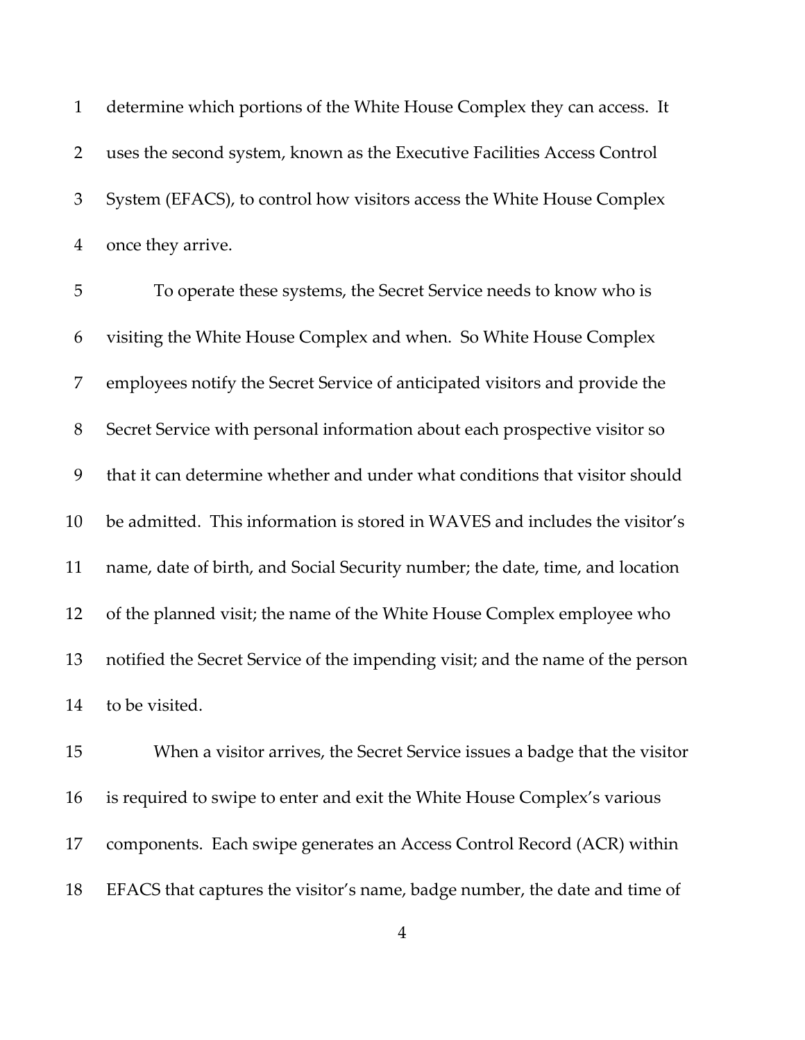determine which portions of the White House Complex they can access. It uses the second system, known as the Executive Facilities Access Control System (EFACS), to control how visitors access the White House Complex once they arrive.

To operate these systems, the Secret Service needs to know who is visiting the White House Complex and when. So White House Complex employees notify the Secret Service of anticipated visitors and provide the Secret Service with personal information about each prospective visitor so that it can determine whether and under what conditions that visitor should be admitted. This information is stored in WAVES and includes the visitor's name, date of birth, and Social Security number; the date, time, and location of the planned visit; the name of the White House Complex employee who notified the Secret Service of the impending visit; and the name of the person to be visited.

When a visitor arrives, the Secret Service issues a badge that the visitor is required to swipe to enter and exit the White House Complex's various components. Each swipe generates an Access Control Record (ACR) within EFACS that captures the visitor's name, badge number, the date and time of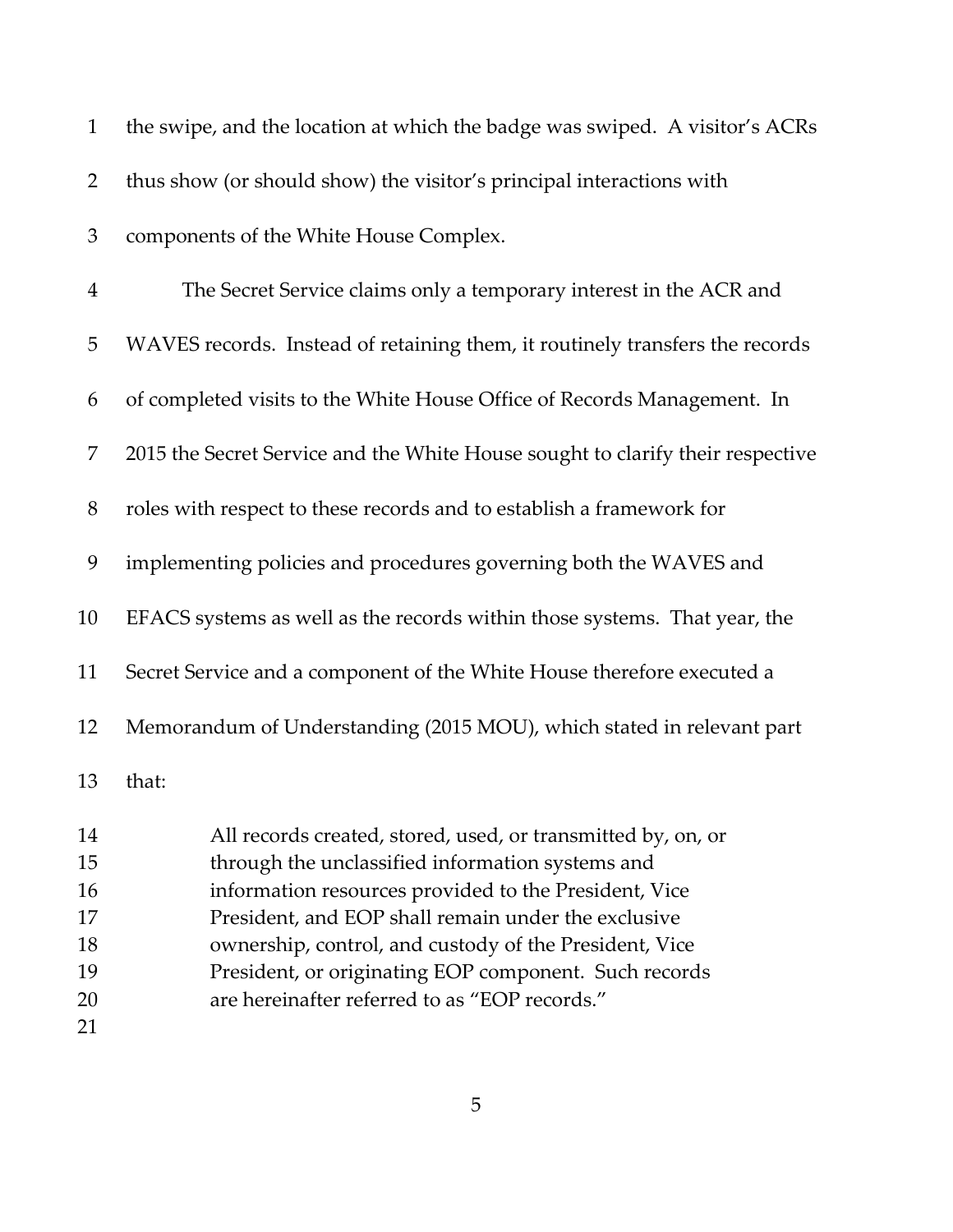the swipe, and the location at which the badge was swiped. A visitor's ACRs thus show (or should show) the visitor's principal interactions with components of the White House Complex.

The Secret Service claims only a temporary interest in the ACR and WAVES records. Instead of retaining them, it routinely transfers the records of completed visits to the White House Office of Records Management. In 2015 the Secret Service and the White House sought to clarify their respective roles with respect to these records and to establish a framework for implementing policies and procedures governing both the WAVES and EFACS systems as well as the records within those systems. That year, the Secret Service and a component of the White House therefore executed a Memorandum of Understanding (2015 MOU), which stated in relevant part that:

> All records created, stored, used, or transmitted by, on, or through the unclassified information systems and information resources provided to the President, Vice President, and EOP shall remain under the exclusive ownership, control, and custody of the President, Vice President, or originating EOP component. Such records are hereinafter referred to as "EOP records."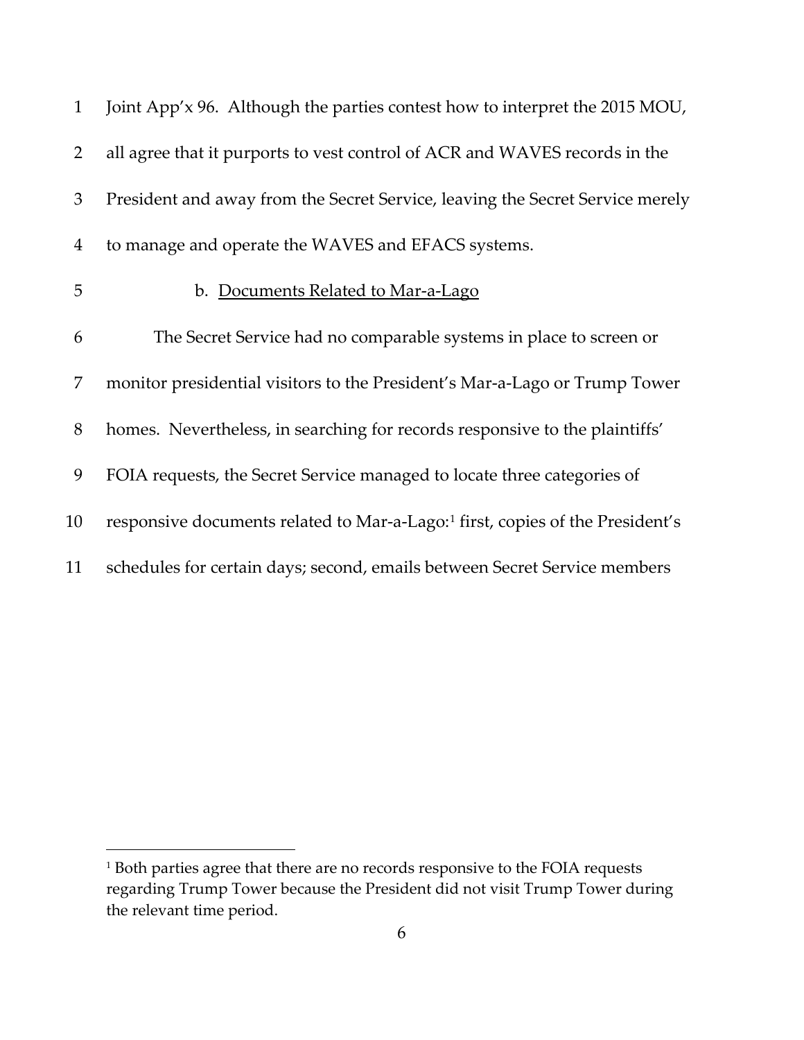Joint App'x 96. Although the parties contest how to interpret the 2015 MOU, all agree that it purports to vest control of ACR and WAVES records in the President and away from the Secret Service, leaving the Secret Service merely to manage and operate the WAVES and EFACS systems.

b. Documents Related to Mar-a-Lago

The Secret Service had no comparable systems in place to screen or monitor presidential visitors to the President's Mar-a-Lago or Trump Tower homes. Nevertheless, in searching for records responsive to the plaintiffs' FOIA requests, the Secret Service managed to locate three categories of responsive documents related to Mar-a-Lago:[1] first, copies of the President's schedules for certain days; second, emails between Secret Service members

[1] Both parties agree that there are no records responsive to the FOIA requests regarding Trump Tower because the President did not visit Trump Tower during the relevant time period.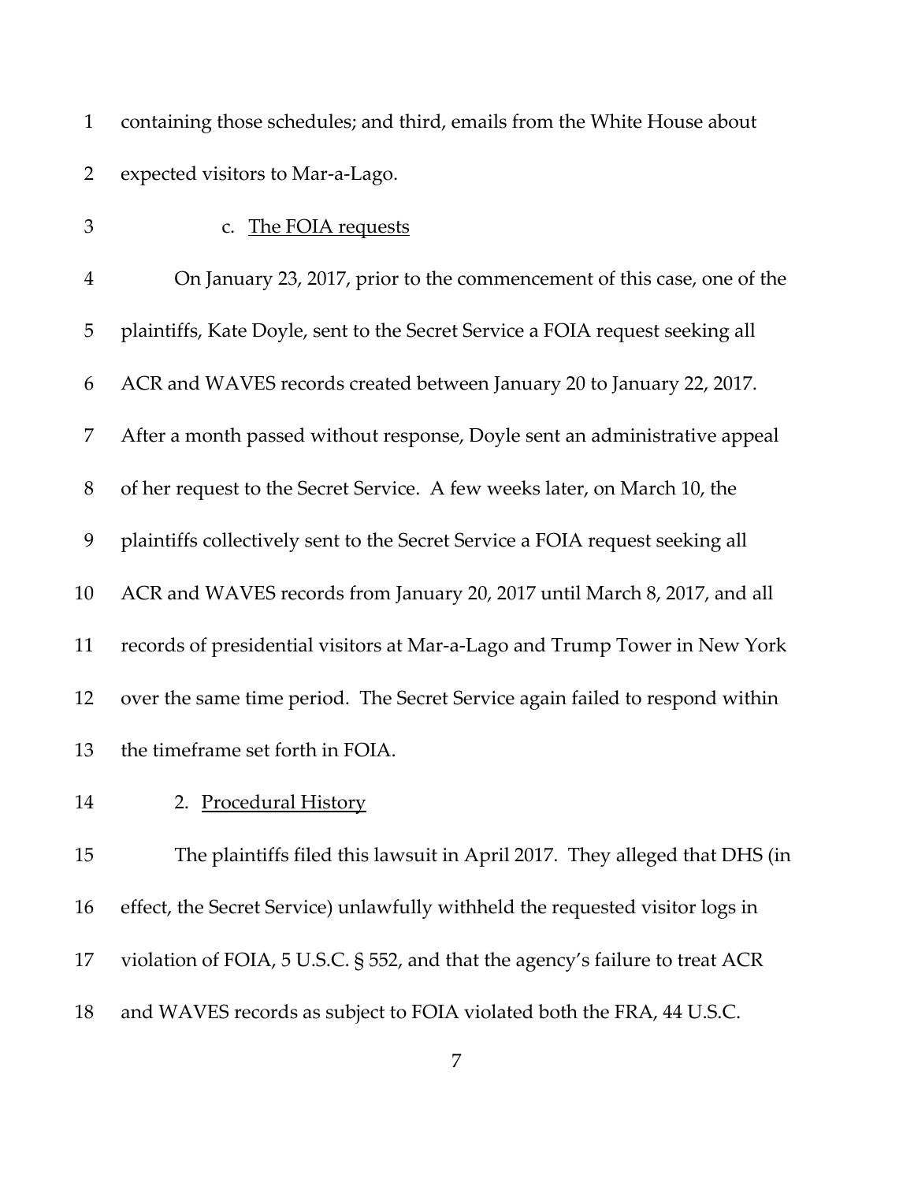containing those schedules; and third, emails from the White House about expected visitors to Mar-a-Lago.

c. <u>The FOIA requests</u>

On January 23, 2017, prior to the commencement of this case, one of the plaintiffs, Kate Doyle, sent to the Secret Service a FOIA request seeking all ACR and WAVES records created between January 20 to January 22, 2017. After a month passed without response, Doyle sent an administrative appeal of her request to the Secret Service. A few weeks later, on March 10, the plaintiffs collectively sent to the Secret Service a FOIA request seeking all ACR and WAVES records from January 20, 2017 until March 8, 2017, and all records of presidential visitors at Mar-a-Lago and Trump Tower in New York over the same time period. The Secret Service again failed to respond within the timeframe set forth in FOIA.

2. <u>Procedural History</u>

The plaintiffs filed this lawsuit in April 2017. They alleged that DHS (in effect, the Secret Service) unlawfully withheld the requested visitor logs in violation of FOIA, 5 U.S.C. § 552, and that the agency's failure to treat ACR and WAVES records as subject to FOIA violated both the FRA, 44 U.S.C.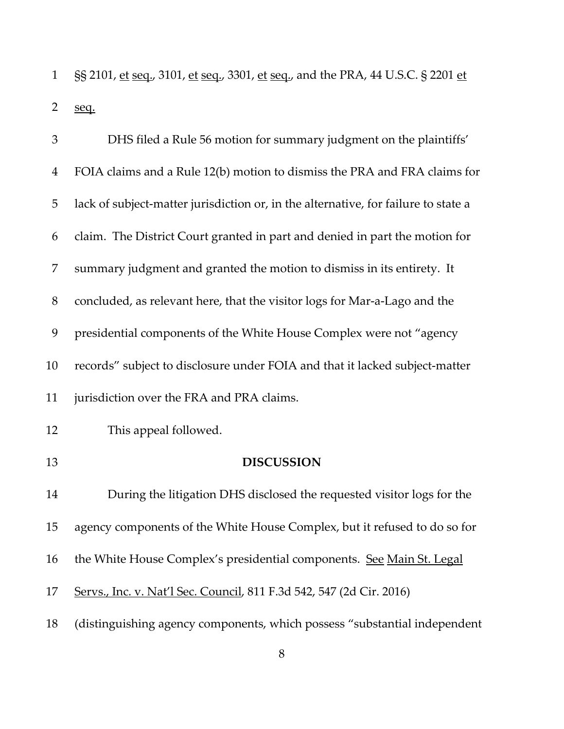§§ 2101, et seq., 3101, et seq., 3301, et seq., and the PRA, 44 U.S.C. § 2201 et seq.

DHS filed a Rule 56 motion for summary judgment on the plaintiffs' FOIA claims and a Rule 12(b) motion to dismiss the PRA and FRA claims for lack of subject-matter jurisdiction or, in the alternative, for failure to state a claim. The District Court granted in part and denied in part the motion for summary judgment and granted the motion to dismiss in its entirety. It concluded, as relevant here, that the visitor logs for Mar-a-Lago and the presidential components of the White House Complex were not "agency records" subject to disclosure under FOIA and that it lacked subject-matter jurisdiction over the FRA and PRA claims.

This appeal followed.

## DISCUSSION

During the litigation DHS disclosed the requested visitor logs for the agency components of the White House Complex, but it refused to do so for the White House Complex's presidential components. See Main St. Legal Servs., Inc. v. Nat'l Sec. Council, 811 F.3d 542, 547 (2d Cir. 2016) (distinguishing agency components, which possess "substantial independent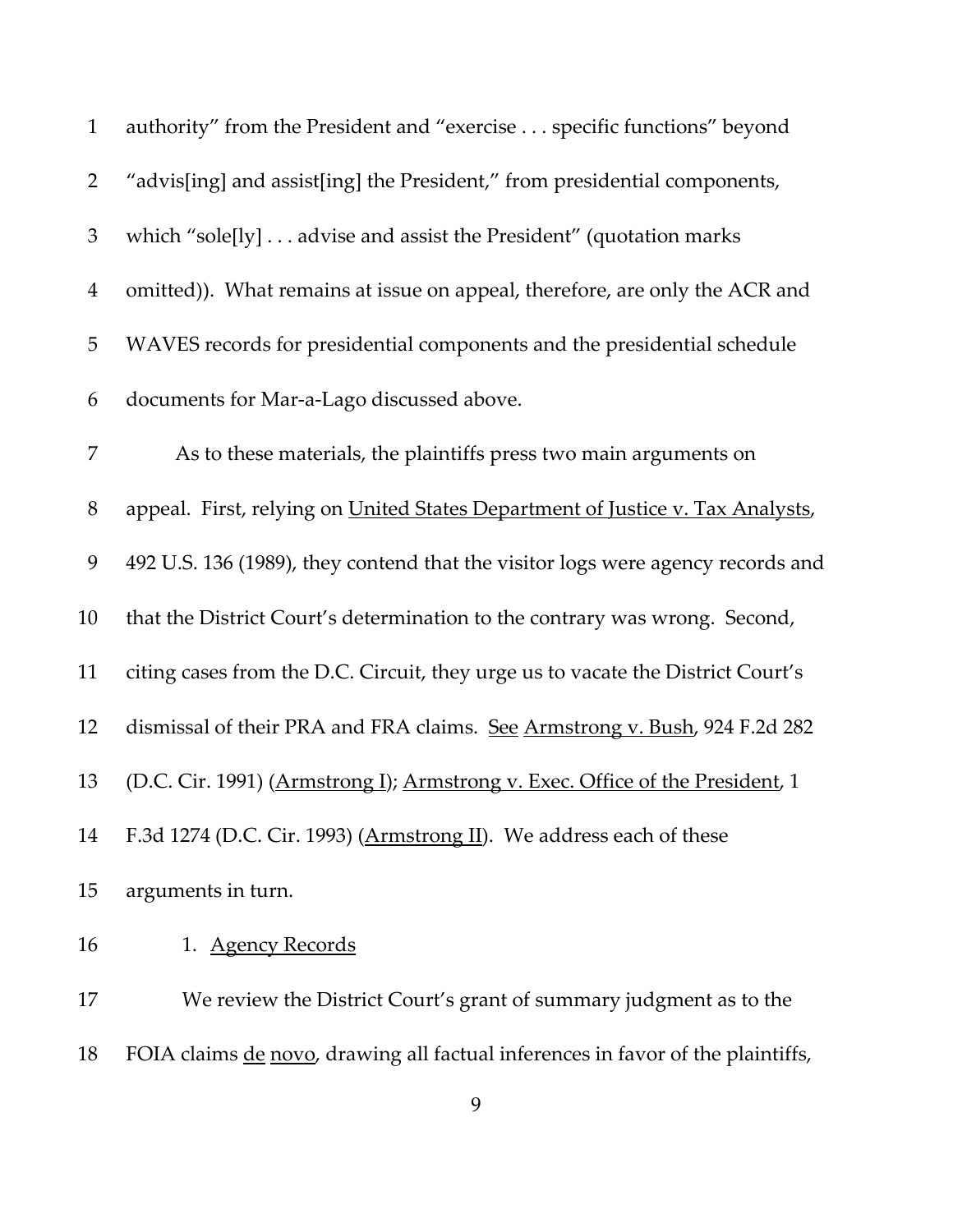authority" from the President and "exercise . . . specific functions" beyond "advis[ing] and assist[ing] the President," from presidential components, which "sole[ly] . . . advise and assist the President" (quotation marks omitted)). What remains at issue on appeal, therefore, are only the ACR and WAVES records for presidential components and the presidential schedule documents for Mar-a-Lago discussed above.

As to these materials, the plaintiffs press two main arguments on appeal. First, relying on United States Department of Justice v. Tax Analysts, 492 U.S. 136 (1989), they contend that the visitor logs were agency records and that the District Court's determination to the contrary was wrong. Second, citing cases from the D.C. Circuit, they urge us to vacate the District Court's dismissal of their PRA and FRA claims. See Armstrong v. Bush, 924 F.2d 282 (D.C. Cir. 1991) (Armstrong I); Armstrong v. Exec. Office of the President, 1 F.3d 1274 (D.C. Cir. 1993) (Armstrong II). We address each of these arguments in turn.

1. Agency Records

We review the District Court's grant of summary judgment as to the FOIA claims de novo, drawing all factual inferences in favor of the plaintiffs,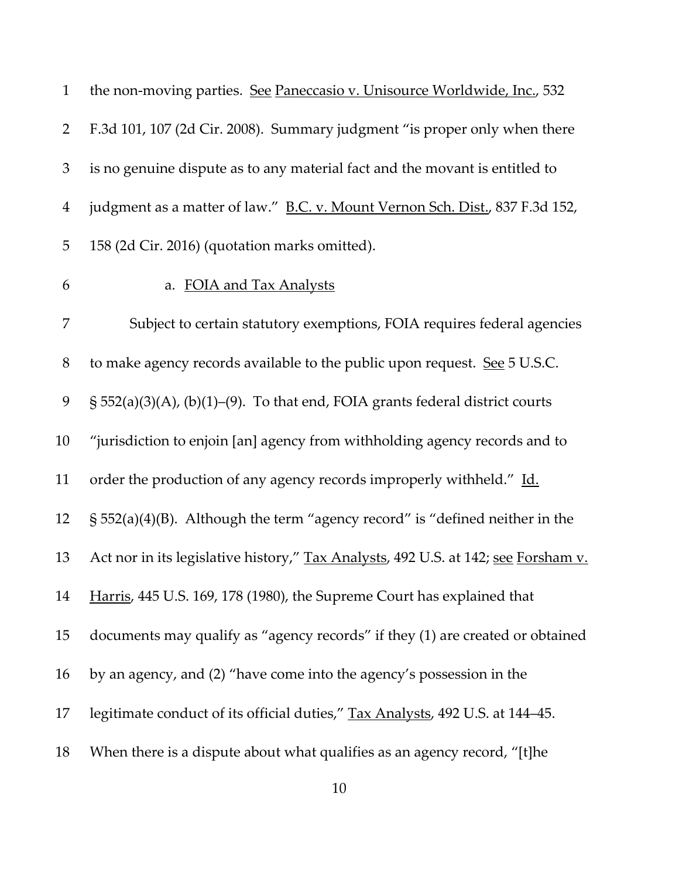the non-moving parties. See Paneccasio v. Unisource Worldwide, Inc., 532 F.3d 101, 107 (2d Cir. 2008). Summary judgment "is proper only when there is no genuine dispute as to any material fact and the movant is entitled to judgment as a matter of law." B.C. v. Mount Vernon Sch. Dist., 837 F.3d 152, 158 (2d Cir. 2016) (quotation marks omitted).

a. FOIA and Tax Analysts

Subject to certain statutory exemptions, FOIA requires federal agencies to make agency records available to the public upon request. See 5 U.S.C. § 552(a)(3)(A), (b)(1)–(9). To that end, FOIA grants federal district courts "jurisdiction to enjoin [an] agency from withholding agency records and to order the production of any agency records improperly withheld." Id. § 552(a)(4)(B). Although the term "agency record" is "defined neither in the Act nor in its legislative history," Tax Analysts, 492 U.S. at 142; see Forsham v. Harris, 445 U.S. 169, 178 (1980), the Supreme Court has explained that documents may qualify as "agency records" if they (1) are created or obtained by an agency, and (2) "have come into the agency's possession in the legitimate conduct of its official duties," Tax Analysts, 492 U.S. at 144–45. When there is a dispute about what qualifies as an agency record, "[t]he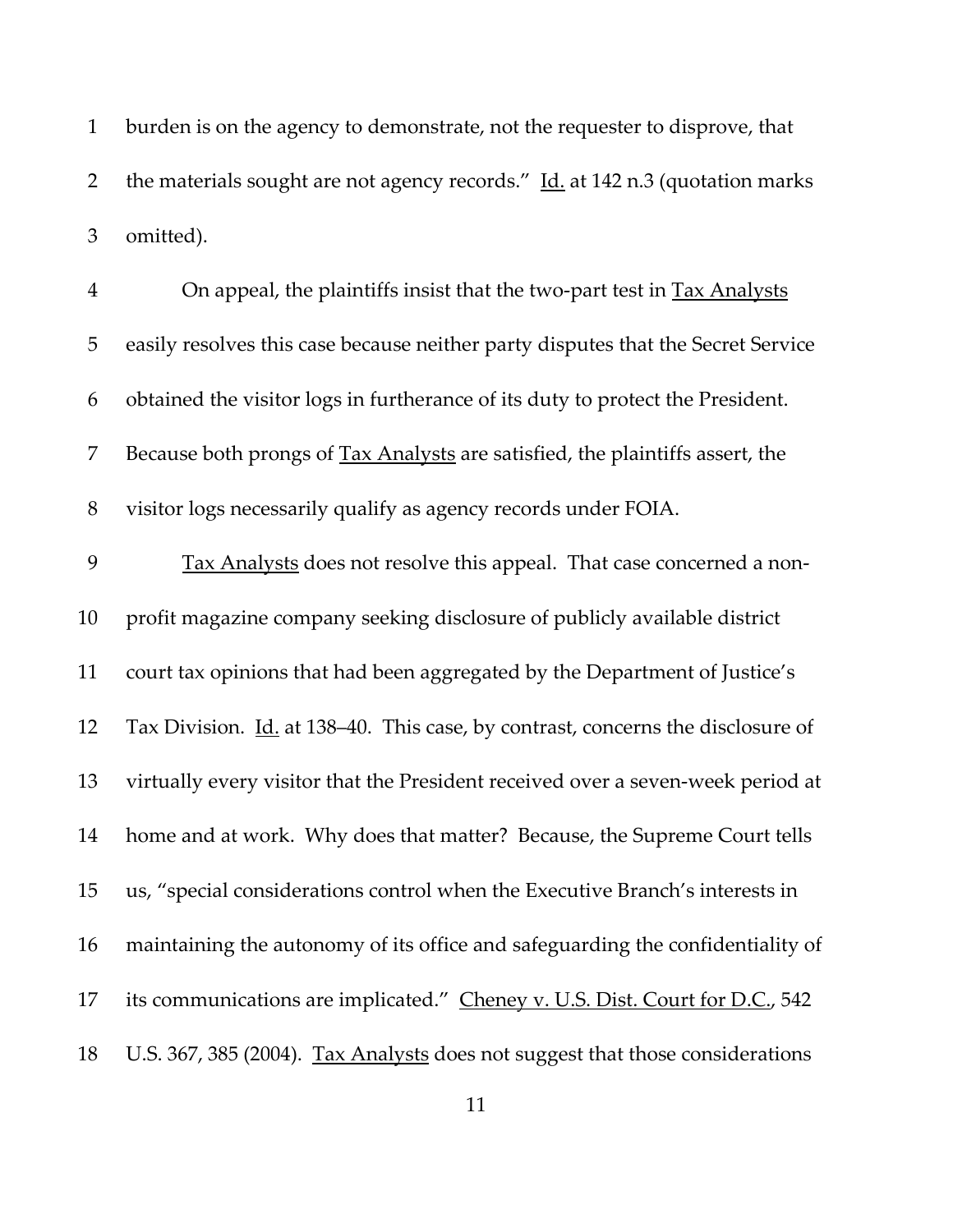burden is on the agency to demonstrate, not the requester to disprove, that the materials sought are not agency records." Id. at 142 n.3 (quotation marks omitted).

On appeal, the plaintiffs insist that the two-part test in Tax Analysts easily resolves this case because neither party disputes that the Secret Service obtained the visitor logs in furtherance of its duty to protect the President. Because both prongs of Tax Analysts are satisfied, the plaintiffs assert, the visitor logs necessarily qualify as agency records under FOIA.

Tax Analysts does not resolve this appeal. That case concerned a non-profit magazine company seeking disclosure of publicly available district court tax opinions that had been aggregated by the Department of Justice's Tax Division. Id. at 138–40. This case, by contrast, concerns the disclosure of virtually every visitor that the President received over a seven-week period at home and at work. Why does that matter? Because, the Supreme Court tells us, "special considerations control when the Executive Branch's interests in maintaining the autonomy of its office and safeguarding the confidentiality of its communications are implicated." Cheney v. U.S. Dist. Court for D.C., 542 U.S. 367, 385 (2004). Tax Analysts does not suggest that those considerations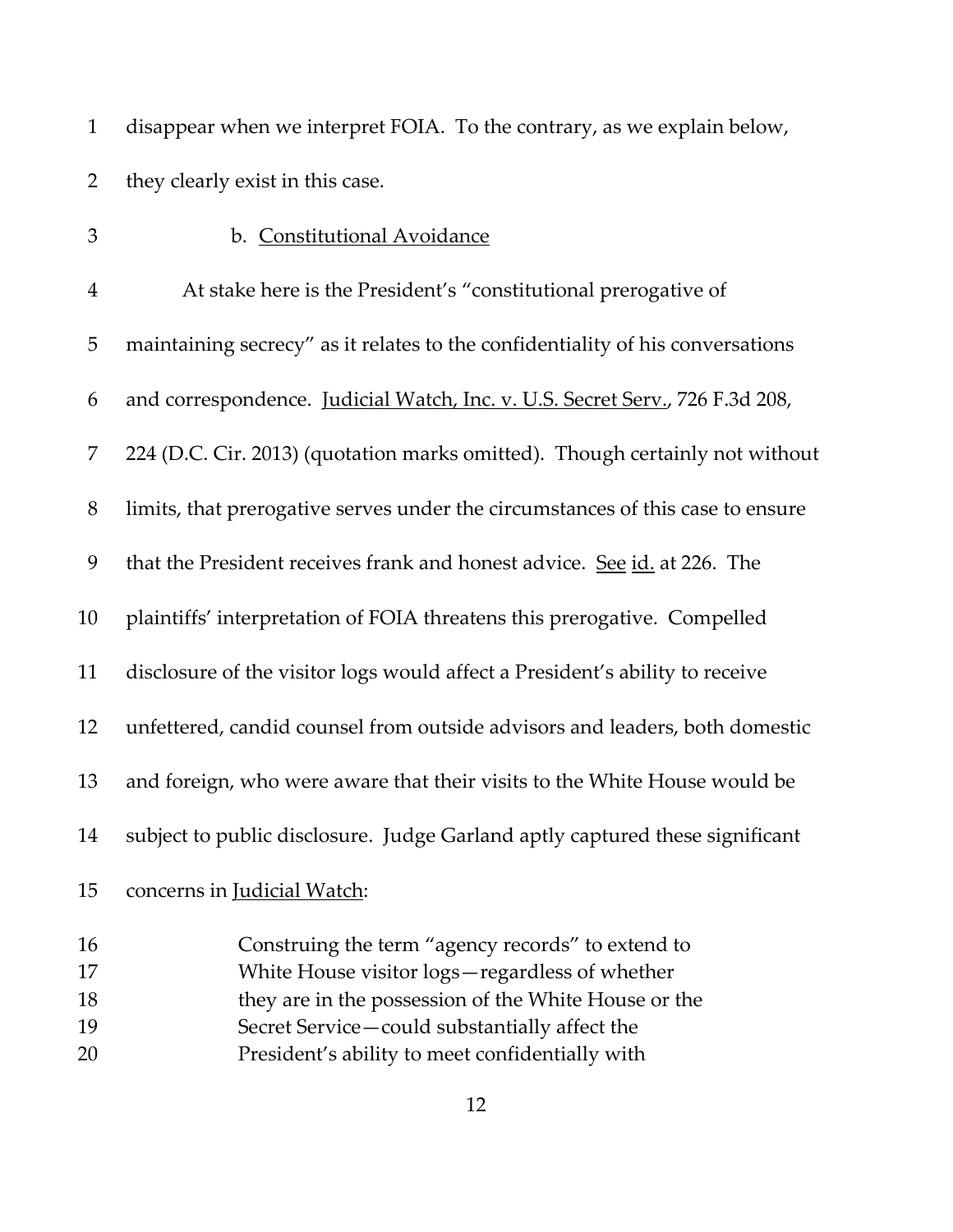disappear when we interpret FOIA. To the contrary, as we explain below, they clearly exist in this case.

### b. Constitutional Avoidance

At stake here is the President's "constitutional prerogative of maintaining secrecy" as it relates to the confidentiality of his conversations and correspondence. Judicial Watch, Inc. v. U.S. Secret Serv., 726 F.3d 208, 224 (D.C. Cir. 2013) (quotation marks omitted). Though certainly not without limits, that prerogative serves under the circumstances of this case to ensure that the President receives frank and honest advice. See id. at 226. The plaintiffs' interpretation of FOIA threatens this prerogative. Compelled disclosure of the visitor logs would affect a President's ability to receive unfettered, candid counsel from outside advisors and leaders, both domestic and foreign, who were aware that their visits to the White House would be subject to public disclosure. Judge Garland aptly captured these significant concerns in Judicial Watch:

> Construing the term "agency records" to extend to White House visitor logs—regardless of whether they are in the possession of the White House or the Secret Service—could substantially affect the President's ability to meet confidentially with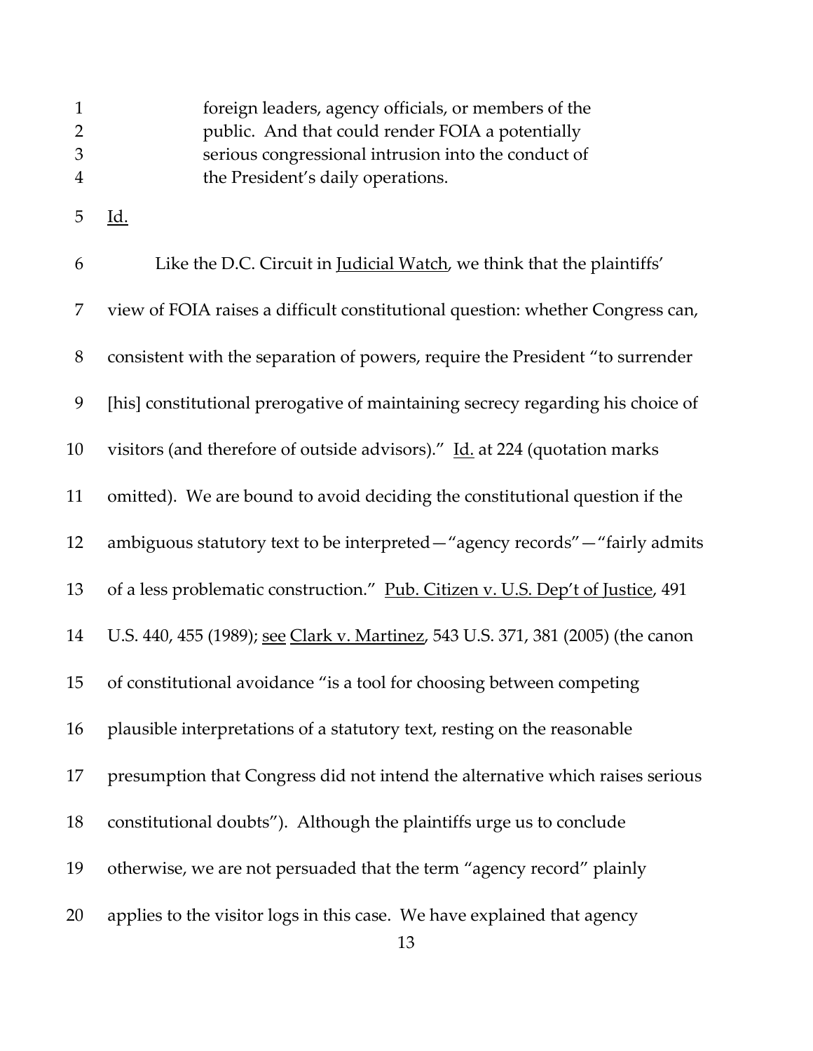> foreign leaders, agency officials, or members of the public. And that could render FOIA a potentially serious congressional intrusion into the conduct of the President's daily operations.

Id.

Like the D.C. Circuit in Judicial Watch, we think that the plaintiffs' view of FOIA raises a difficult constitutional question: whether Congress can, consistent with the separation of powers, require the President "to surrender [his] constitutional prerogative of maintaining secrecy regarding his choice of visitors (and therefore of outside advisors)." Id. at 224 (quotation marks omitted). We are bound to avoid deciding the constitutional question if the ambiguous statutory text to be interpreted—"agency records"—"fairly admits of a less problematic construction." Pub. Citizen v. U.S. Dep't of Justice, 491 U.S. 440, 455 (1989); see Clark v. Martinez, 543 U.S. 371, 381 (2005) (the canon of constitutional avoidance "is a tool for choosing between competing plausible interpretations of a statutory text, resting on the reasonable presumption that Congress did not intend the alternative which raises serious constitutional doubts"). Although the plaintiffs urge us to conclude otherwise, we are not persuaded that the term "agency record" plainly applies to the visitor logs in this case. We have explained that agency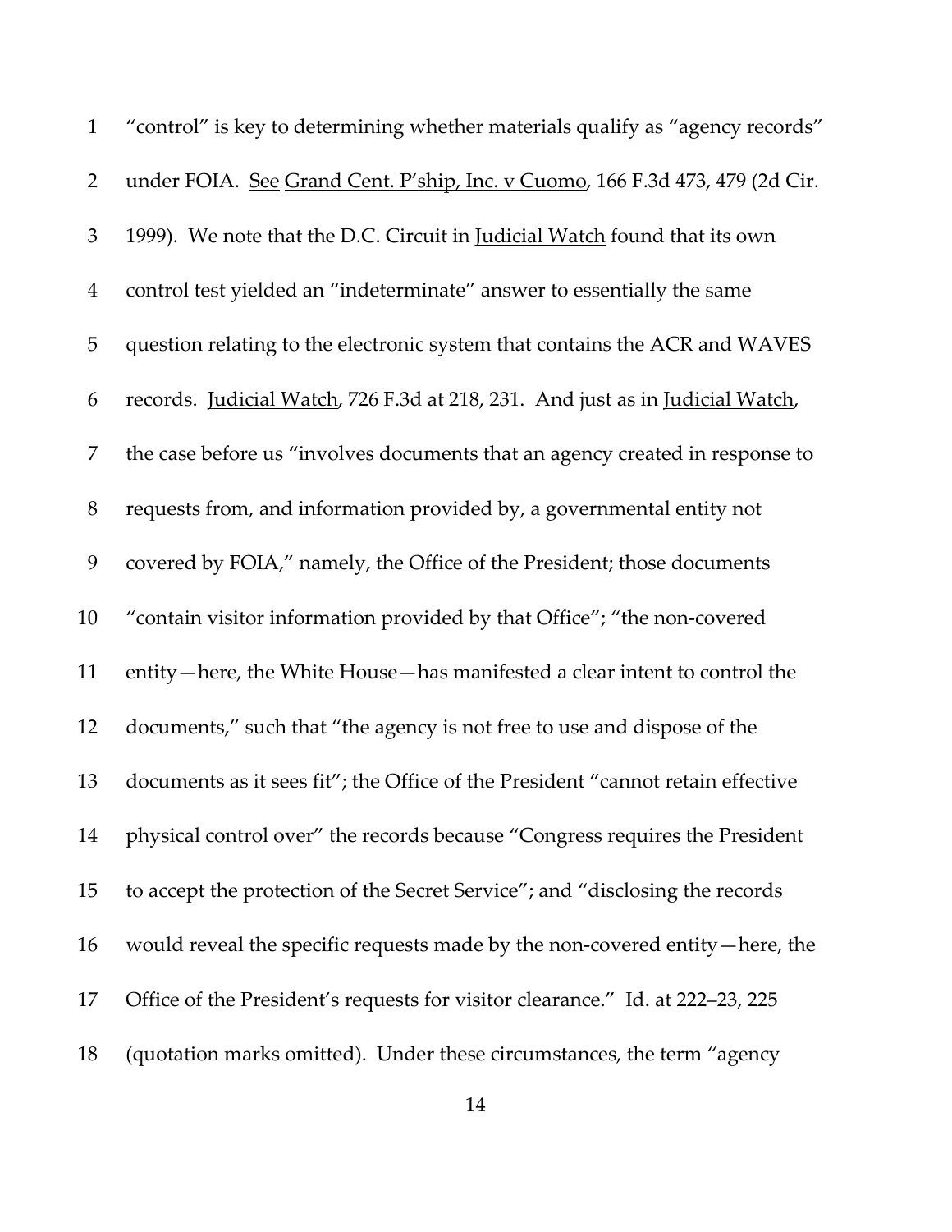"control" is key to determining whether materials qualify as "agency records" under FOIA. See Grand Cent. P'ship, Inc. v Cuomo, 166 F.3d 473, 479 (2d Cir. 1999). We note that the D.C. Circuit in Judicial Watch found that its own control test yielded an "indeterminate" answer to essentially the same question relating to the electronic system that contains the ACR and WAVES records. Judicial Watch, 726 F.3d at 218, 231. And just as in Judicial Watch, the case before us "involves documents that an agency created in response to requests from, and information provided by, a governmental entity not covered by FOIA," namely, the Office of the President; those documents "contain visitor information provided by that Office"; "the non-covered entity—here, the White House—has manifested a clear intent to control the documents," such that "the agency is not free to use and dispose of the documents as it sees fit"; the Office of the President "cannot retain effective physical control over" the records because "Congress requires the President to accept the protection of the Secret Service"; and "disclosing the records would reveal the specific requests made by the non-covered entity—here, the Office of the President's requests for visitor clearance." Id. at 222–23, 225 (quotation marks omitted). Under these circumstances, the term "agency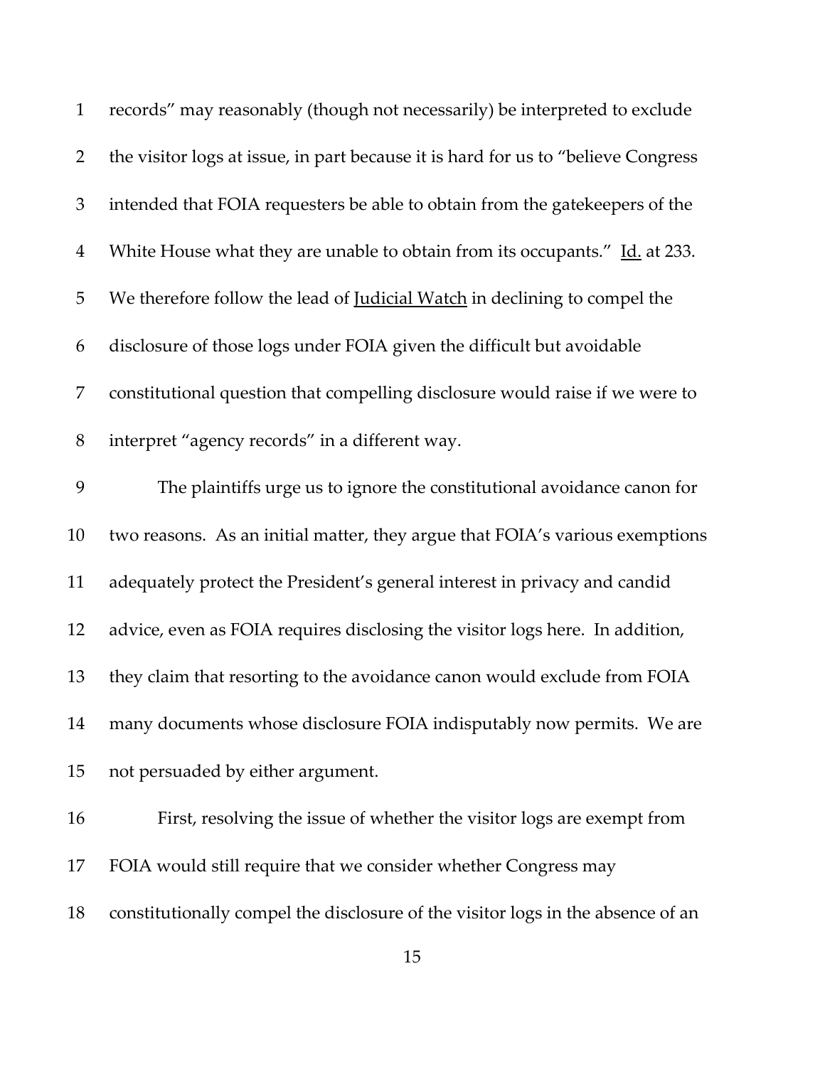records" may reasonably (though not necessarily) be interpreted to exclude the visitor logs at issue, in part because it is hard for us to "believe Congress intended that FOIA requesters be able to obtain from the gatekeepers of the White House what they are unable to obtain from its occupants." Id. at 233. We therefore follow the lead of Judicial Watch in declining to compel the disclosure of those logs under FOIA given the difficult but avoidable constitutional question that compelling disclosure would raise if we were to interpret "agency records" in a different way.

The plaintiffs urge us to ignore the constitutional avoidance canon for two reasons. As an initial matter, they argue that FOIA's various exemptions adequately protect the President's general interest in privacy and candid advice, even as FOIA requires disclosing the visitor logs here. In addition, they claim that resorting to the avoidance canon would exclude from FOIA many documents whose disclosure FOIA indisputably now permits. We are not persuaded by either argument.

First, resolving the issue of whether the visitor logs are exempt from FOIA would still require that we consider whether Congress may constitutionally compel the disclosure of the visitor logs in the absence of an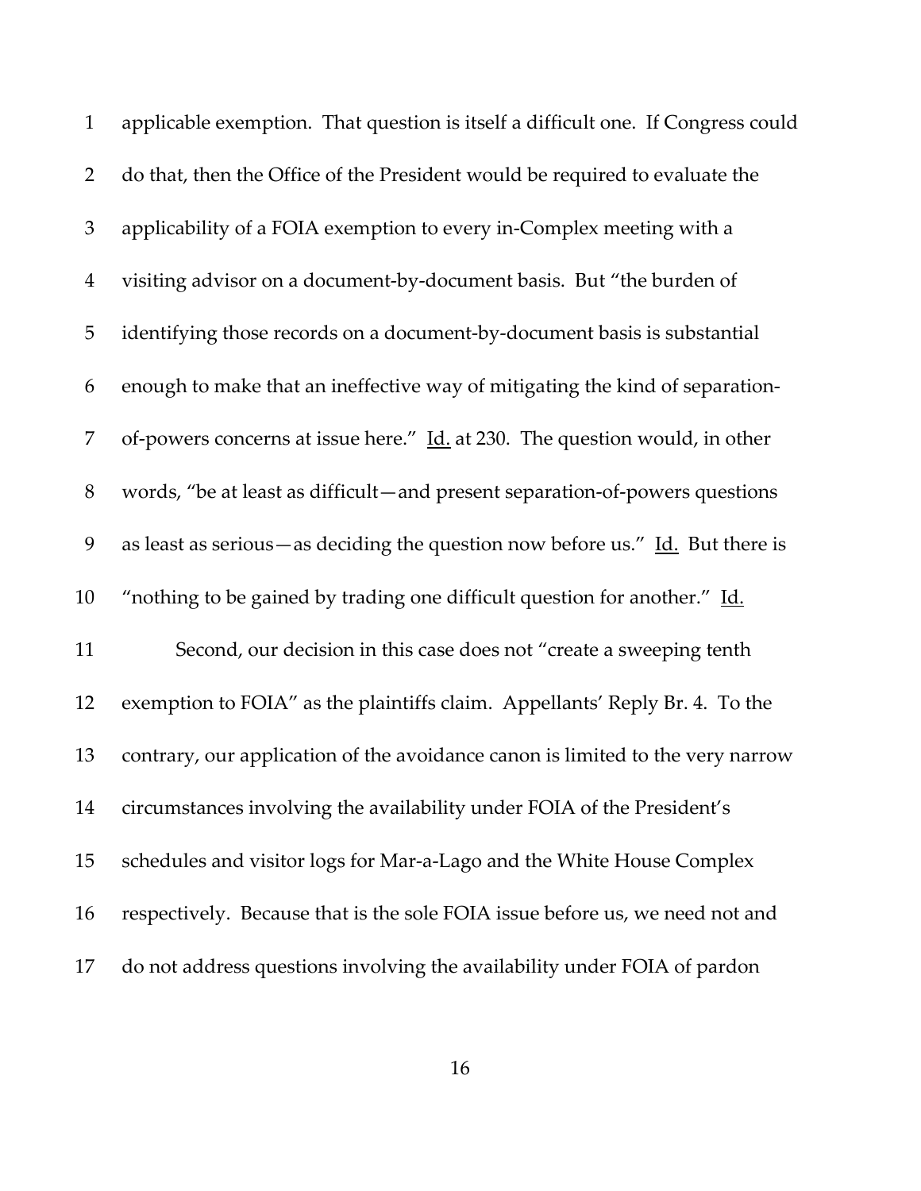applicable exemption. That question is itself a difficult one. If Congress could do that, then the Office of the President would be required to evaluate the applicability of a FOIA exemption to every in-Complex meeting with a visiting advisor on a document-by-document basis. But "the burden of identifying those records on a document-by-document basis is substantial enough to make that an ineffective way of mitigating the kind of separation-of-powers concerns at issue here." Id. at 230. The question would, in other words, "be at least as difficult—and present separation-of-powers questions as least as serious—as deciding the question now before us." Id. But there is "nothing to be gained by trading one difficult question for another." Id.

Second, our decision in this case does not "create a sweeping tenth exemption to FOIA" as the plaintiffs claim. Appellants' Reply Br. 4. To the contrary, our application of the avoidance canon is limited to the very narrow circumstances involving the availability under FOIA of the President's schedules and visitor logs for Mar-a-Lago and the White House Complex respectively. Because that is the sole FOIA issue before us, we need not and do not address questions involving the availability under FOIA of pardon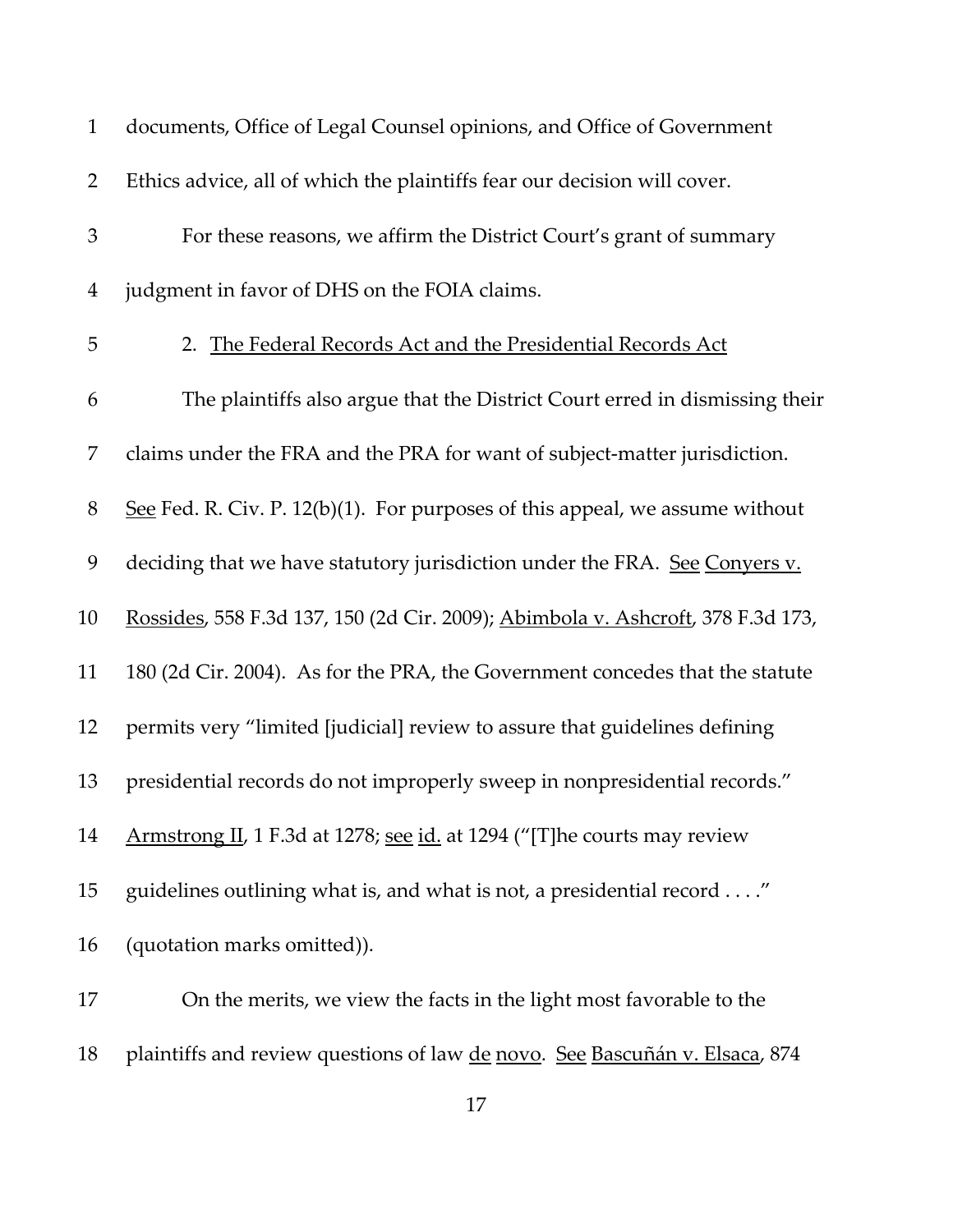documents, Office of Legal Counsel opinions, and Office of Government Ethics advice, all of which the plaintiffs fear our decision will cover.

For these reasons, we affirm the District Court's grant of summary judgment in favor of DHS on the FOIA claims.

2. The Federal Records Act and the Presidential Records Act

The plaintiffs also argue that the District Court erred in dismissing their claims under the FRA and the PRA for want of subject-matter jurisdiction. *See* Fed. R. Civ. P. 12(b)(1). For purposes of this appeal, we assume without deciding that we have statutory jurisdiction under the FRA. *See* *Conyers v. Rossides*, 558 F.3d 137, 150 (2d Cir. 2009); *Abimbola v. Ashcroft*, 378 F.3d 173, 180 (2d Cir. 2004). As for the PRA, the Government concedes that the statute permits very "limited [judicial] review to assure that guidelines defining presidential records do not improperly sweep in nonpresidential records." *Armstrong II*, 1 F.3d at 1278; *see* *id.* at 1294 ("[T]he courts may review guidelines outlining what is, and what is not, a presidential record . . . ." (quotation marks omitted)).

On the merits, we view the facts in the light most favorable to the plaintiffs and review questions of law *de novo*. *See* *Bascuñán v. Elsaca*, 874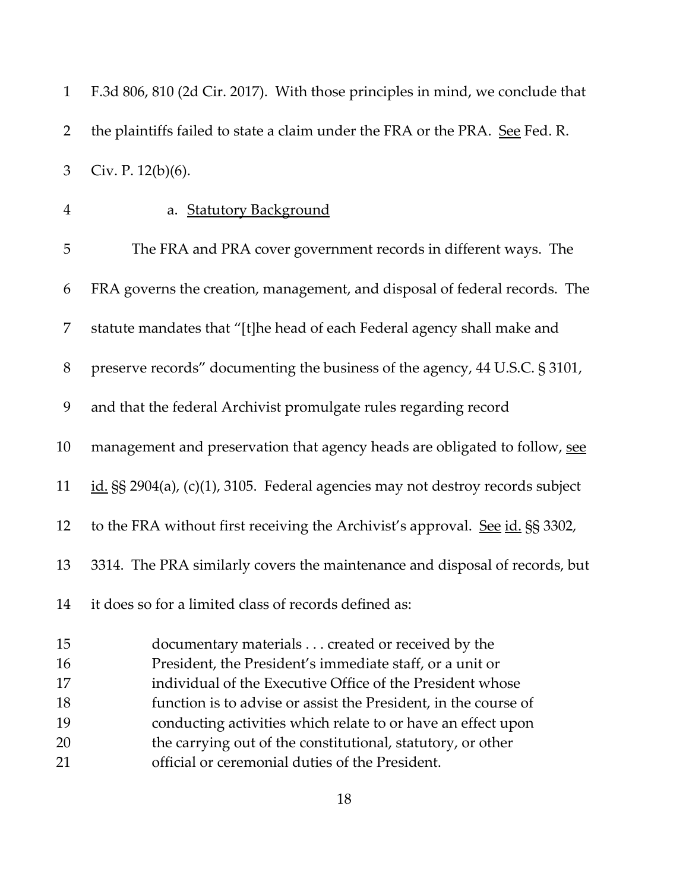F.3d 806, 810 (2d Cir. 2017). With those principles in mind, we conclude that the plaintiffs failed to state a claim under the FRA or the PRA. See Fed. R. Civ. P. 12(b)(6).

a. Statutory Background

The FRA and PRA cover government records in different ways. The FRA governs the creation, management, and disposal of federal records. The statute mandates that "[t]he head of each Federal agency shall make and preserve records" documenting the business of the agency, 44 U.S.C. § 3101, and that the federal Archivist promulgate rules regarding record management and preservation that agency heads are obligated to follow, see id. §§ 2904(a), (c)(1), 3105. Federal agencies may not destroy records subject to the FRA without first receiving the Archivist's approval. See id. §§ 3302, 3314. The PRA similarly covers the maintenance and disposal of records, but it does so for a limited class of records defined as:

> documentary materials . . . created or received by the President, the President's immediate staff, or a unit or individual of the Executive Office of the President whose function is to advise or assist the President, in the course of conducting activities which relate to or have an effect upon the carrying out of the constitutional, statutory, or other official or ceremonial duties of the President.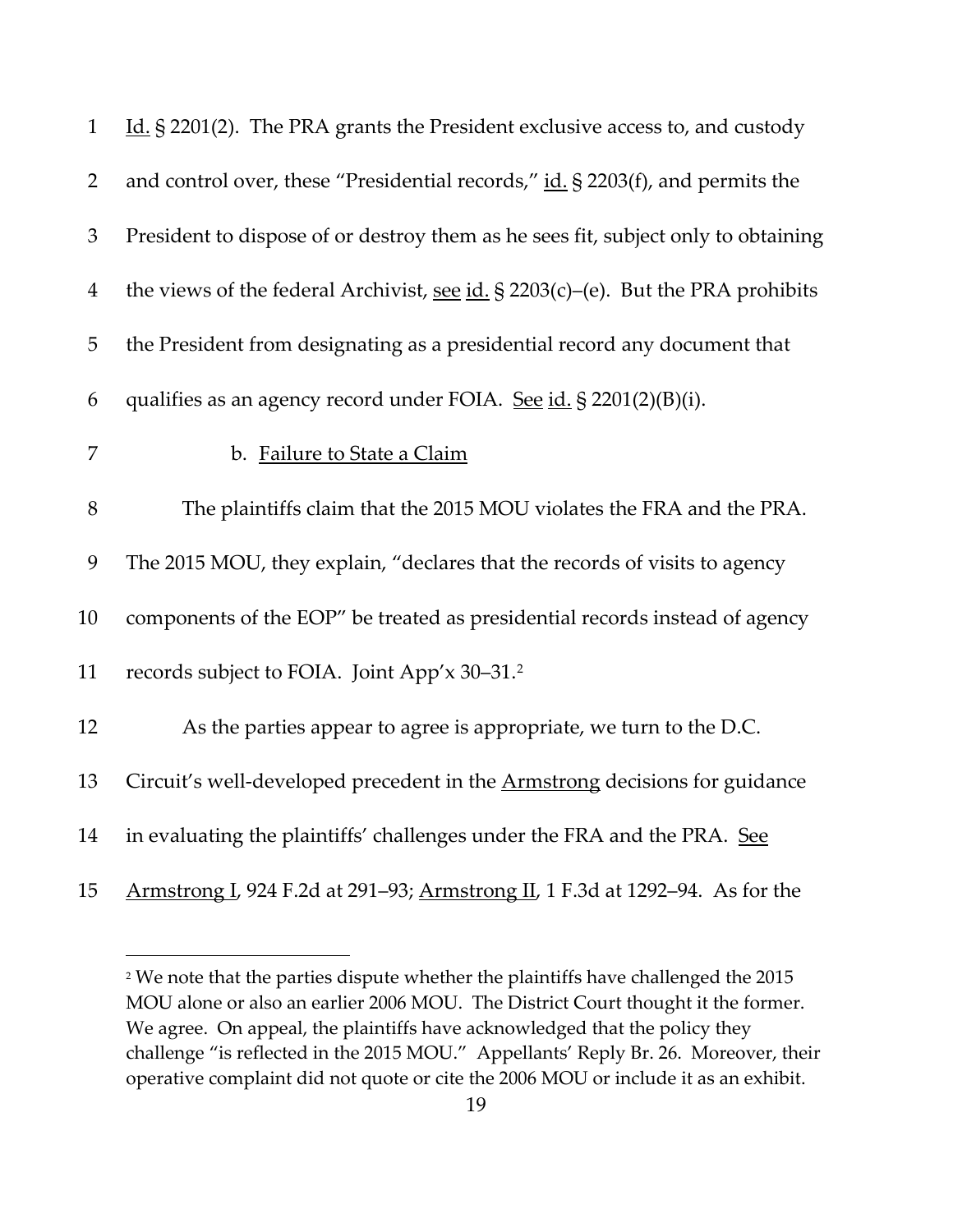Id. § 2201(2). The PRA grants the President exclusive access to, and custody and control over, these "Presidential records," id. § 2203(f), and permits the President to dispose of or destroy them as he sees fit, subject only to obtaining the views of the federal Archivist, see id. § 2203(c)–(e). But the PRA prohibits the President from designating as a presidential record any document that qualifies as an agency record under FOIA. See id. § 2201(2)(B)(i).

b. Failure to State a Claim

The plaintiffs claim that the 2015 MOU violates the FRA and the PRA. The 2015 MOU, they explain, "declares that the records of visits to agency components of the EOP" be treated as presidential records instead of agency records subject to FOIA. Joint App'x 30–31.[2]

As the parties appear to agree is appropriate, we turn to the D.C. Circuit's well-developed precedent in the Armstrong decisions for guidance in evaluating the plaintiffs' challenges under the FRA and the PRA. See Armstrong I, 924 F.2d at 291–93; Armstrong II, 1 F.3d at 1292–94. As for the

[2] We note that the parties dispute whether the plaintiffs have challenged the 2015 MOU alone or also an earlier 2006 MOU. The District Court thought it the former. We agree. On appeal, the plaintiffs have acknowledged that the policy they challenge "is reflected in the 2015 MOU." Appellants' Reply Br. 26. Moreover, their operative complaint did not quote or cite the 2006 MOU or include it as an exhibit.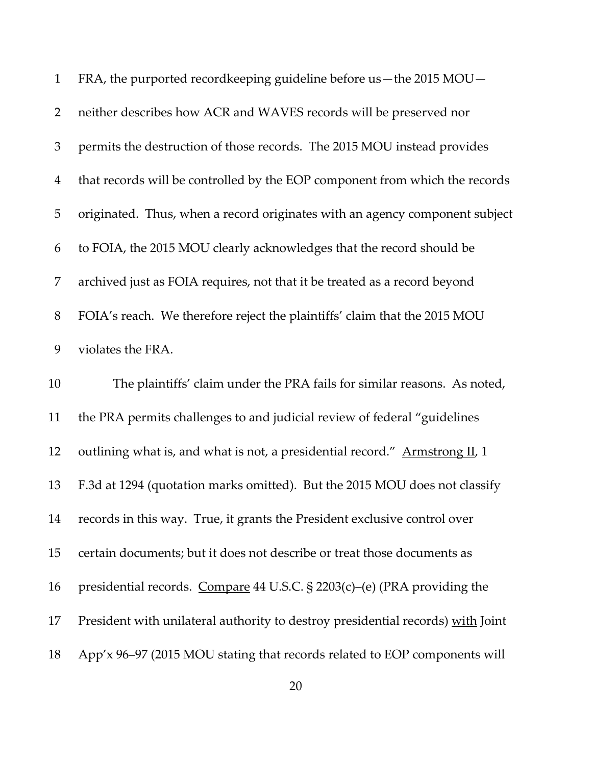FRA, the purported recordkeeping guideline before us—the 2015 MOU—neither describes how ACR and WAVES records will be preserved nor permits the destruction of those records. The 2015 MOU instead provides that records will be controlled by the EOP component from which the records originated. Thus, when a record originates with an agency component subject to FOIA, the 2015 MOU clearly acknowledges that the record should be archived just as FOIA requires, not that it be treated as a record beyond FOIA's reach. We therefore reject the plaintiffs' claim that the 2015 MOU violates the FRA.

The plaintiffs' claim under the PRA fails for similar reasons. As noted, the PRA permits challenges to and judicial review of federal "guidelines outlining what is, and what is not, a presidential record." Armstrong II, 1 F.3d at 1294 (quotation marks omitted). But the 2015 MOU does not classify records in this way. True, it grants the President exclusive control over certain documents; but it does not describe or treat those documents as presidential records. Compare 44 U.S.C. § 2203(c)–(e) (PRA providing the President with unilateral authority to destroy presidential records) with Joint App'x 96–97 (2015 MOU stating that records related to EOP components will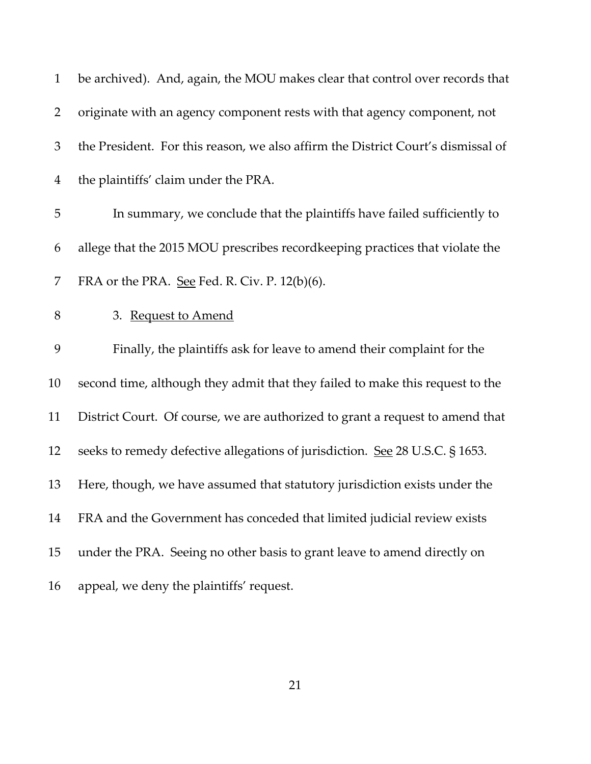be archived). And, again, the MOU makes clear that control over records that originate with an agency component rests with that agency component, not the President. For this reason, we also affirm the District Court's dismissal of the plaintiffs' claim under the PRA.

In summary, we conclude that the plaintiffs have failed sufficiently to allege that the 2015 MOU prescribes recordkeeping practices that violate the FRA or the PRA. See Fed. R. Civ. P. 12(b)(6).

3. Request to Amend

Finally, the plaintiffs ask for leave to amend their complaint for the second time, although they admit that they failed to make this request to the District Court. Of course, we are authorized to grant a request to amend that seeks to remedy defective allegations of jurisdiction. See 28 U.S.C. § 1653. Here, though, we have assumed that statutory jurisdiction exists under the FRA and the Government has conceded that limited judicial review exists under the PRA. Seeing no other basis to grant leave to amend directly on appeal, we deny the plaintiffs' request.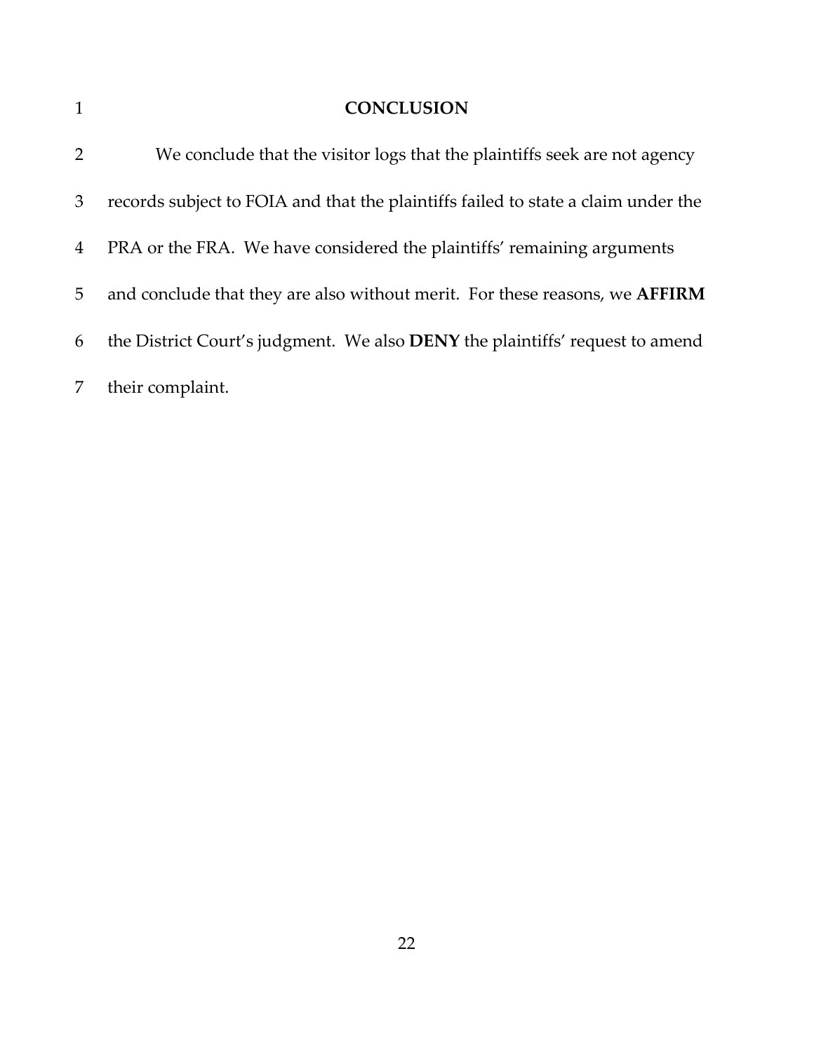## CONCLUSION

We conclude that the visitor logs that the plaintiffs seek are not agency records subject to FOIA and that the plaintiffs failed to state a claim under the PRA or the FRA. We have considered the plaintiffs' remaining arguments and conclude that they are also without merit. For these reasons, we **AFFIRM** the District Court's judgment. We also **DENY** the plaintiffs' request to amend their complaint.